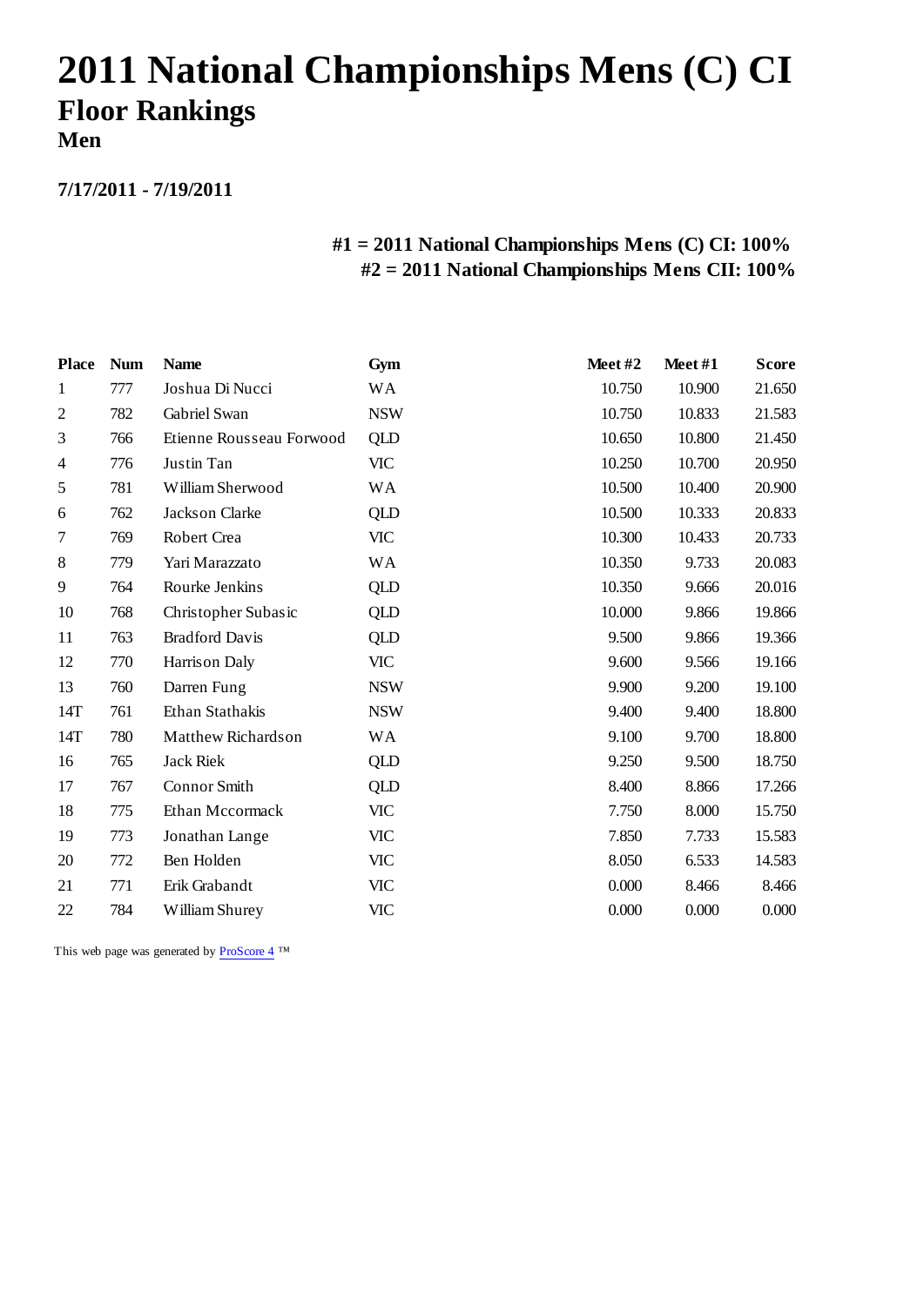# 2011 National Championships Mens (C) CI

## Floor Rankings

### Men

**7/17/2011 - 7/19/2011**

**#1 = 2011 National Championships Mens (C) CI: 100%**
**#2 = 2011 National Championships Mens CII: 100%**

| Place | Num | Name | Gym | Meet #2 | Meet #1 | Score |
|---|---|---|---|---|---|---|
| 1 | 777 | Joshua Di Nucci | WA | 10.750 | 10.900 | 21.650 |
| 2 | 782 | Gabriel Swan | NSW | 10.750 | 10.833 | 21.583 |
| 3 | 766 | Etienne Rousseau Forwood | QLD | 10.650 | 10.800 | 21.450 |
| 4 | 776 | Justin Tan | VIC | 10.250 | 10.700 | 20.950 |
| 5 | 781 | William Sherwood | WA | 10.500 | 10.400 | 20.900 |
| 6 | 762 | Jackson Clarke | QLD | 10.500 | 10.333 | 20.833 |
| 7 | 769 | Robert Crea | VIC | 10.300 | 10.433 | 20.733 |
| 8 | 779 | Yari Marazzato | WA | 10.350 | 9.733 | 20.083 |
| 9 | 764 | Rourke Jenkins | QLD | 10.350 | 9.666 | 20.016 |
| 10 | 768 | Christopher Subasic | QLD | 10.000 | 9.866 | 19.866 |
| 11 | 763 | Bradford Davis | QLD | 9.500 | 9.866 | 19.366 |
| 12 | 770 | Harrison Daly | VIC | 9.600 | 9.566 | 19.166 |
| 13 | 760 | Darren Fung | NSW | 9.900 | 9.200 | 19.100 |
| 14T | 761 | Ethan Stathakis | NSW | 9.400 | 9.400 | 18.800 |
| 14T | 780 | Matthew Richardson | WA | 9.100 | 9.700 | 18.800 |
| 16 | 765 | Jack Riek | QLD | 9.250 | 9.500 | 18.750 |
| 17 | 767 | Connor Smith | QLD | 8.400 | 8.866 | 17.266 |
| 18 | 775 | Ethan Mccormack | VIC | 7.750 | 8.000 | 15.750 |
| 19 | 773 | Jonathan Lange | VIC | 7.850 | 7.733 | 15.583 |
| 20 | 772 | Ben Holden | VIC | 8.050 | 6.533 | 14.583 |
| 21 | 771 | Erik Grabandt | VIC | 0.000 | 8.466 | 8.466 |
| 22 | 784 | William Shurey | VIC | 0.000 | 0.000 | 0.000 |

This web page was generated by ProScore 4 ™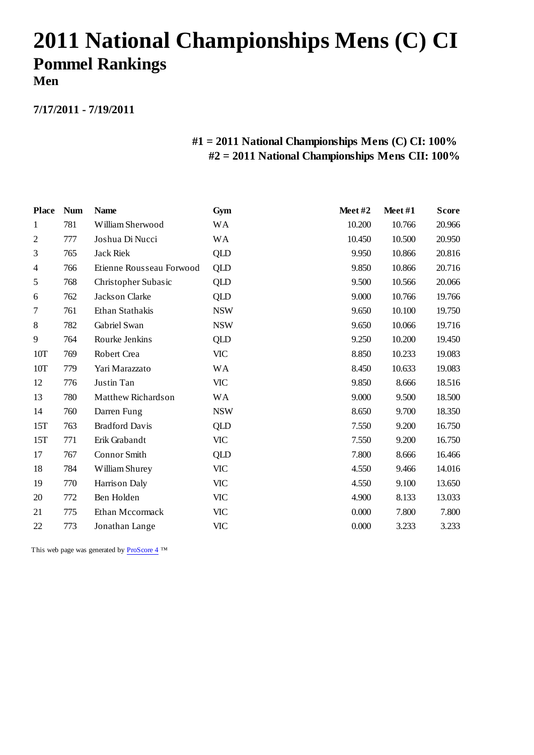# 2011 National Championships Mens (C) CI

## Pommel Rankings

### Men

**7/17/2011 - 7/19/2011**

**#1 = 2011 National Championships Mens (C) CI: 100%**
**#2 = 2011 National Championships Mens CII: 100%**

| Place | Num | Name | Gym | Meet #2 | Meet #1 | Score |
|---|---|---|---|---|---|---|
| 1 | 781 | William Sherwood | WA | 10.200 | 10.766 | 20.966 |
| 2 | 777 | Joshua Di Nucci | WA | 10.450 | 10.500 | 20.950 |
| 3 | 765 | Jack Riek | QLD | 9.950 | 10.866 | 20.816 |
| 4 | 766 | Etienne Rousseau Forwood | QLD | 9.850 | 10.866 | 20.716 |
| 5 | 768 | Christopher Subasic | QLD | 9.500 | 10.566 | 20.066 |
| 6 | 762 | Jackson Clarke | QLD | 9.000 | 10.766 | 19.766 |
| 7 | 761 | Ethan Stathakis | NSW | 9.650 | 10.100 | 19.750 |
| 8 | 782 | Gabriel Swan | NSW | 9.650 | 10.066 | 19.716 |
| 9 | 764 | Rourke Jenkins | QLD | 9.250 | 10.200 | 19.450 |
| 10T | 769 | Robert Crea | VIC | 8.850 | 10.233 | 19.083 |
| 10T | 779 | Yari Marazzato | WA | 8.450 | 10.633 | 19.083 |
| 12 | 776 | Justin Tan | VIC | 9.850 | 8.666 | 18.516 |
| 13 | 780 | Matthew Richardson | WA | 9.000 | 9.500 | 18.500 |
| 14 | 760 | Darren Fung | NSW | 8.650 | 9.700 | 18.350 |
| 15T | 763 | Bradford Davis | QLD | 7.550 | 9.200 | 16.750 |
| 15T | 771 | Erik Grabandt | VIC | 7.550 | 9.200 | 16.750 |
| 17 | 767 | Connor Smith | QLD | 7.800 | 8.666 | 16.466 |
| 18 | 784 | William Shurey | VIC | 4.550 | 9.466 | 14.016 |
| 19 | 770 | Harrison Daly | VIC | 4.550 | 9.100 | 13.650 |
| 20 | 772 | Ben Holden | VIC | 4.900 | 8.133 | 13.033 |
| 21 | 775 | Ethan Mccormack | VIC | 0.000 | 7.800 | 7.800 |
| 22 | 773 | Jonathan Lange | VIC | 0.000 | 3.233 | 3.233 |

This web page was generated by ProScore 4 ™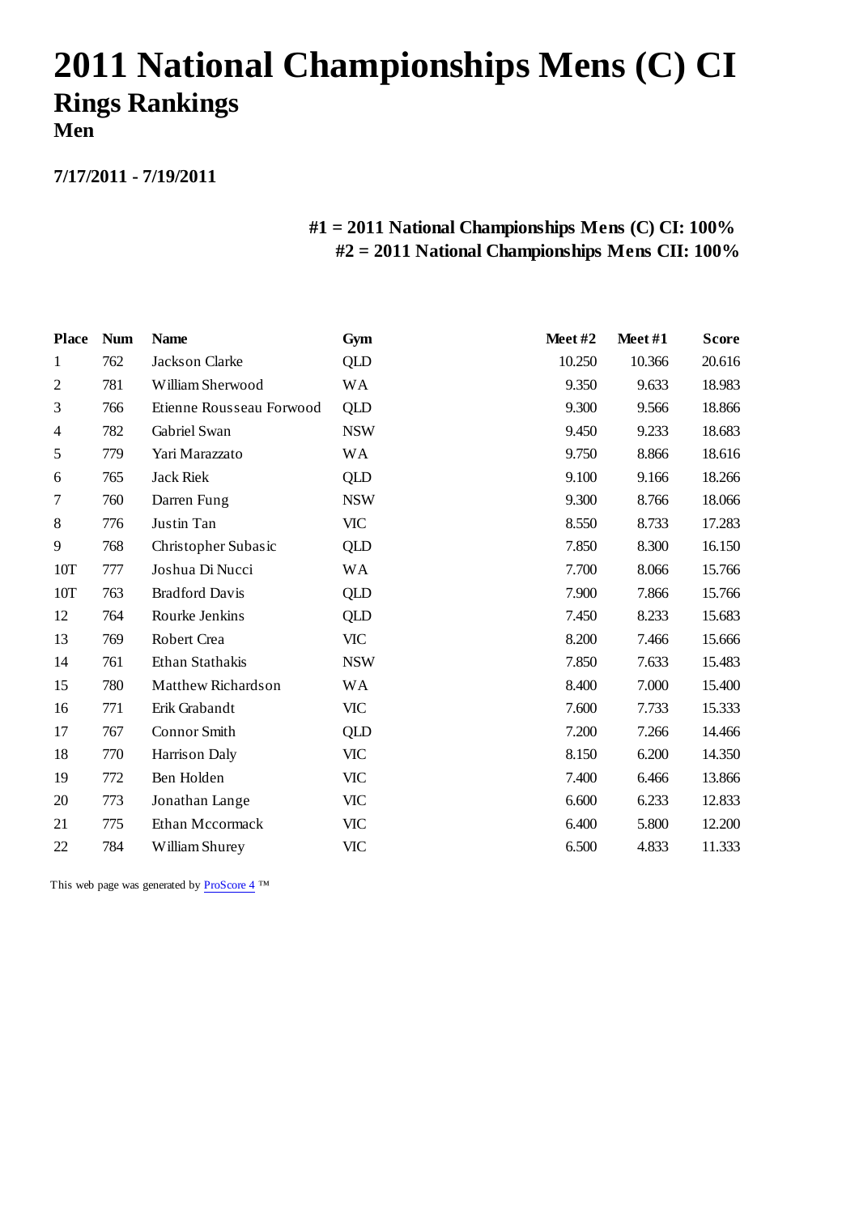# 2011 National Championships Mens (C) CI

## Rings Rankings

### Men

**7/17/2011 - 7/19/2011**

**#1 = 2011 National Championships Mens (C) CI: 100%**
**#2 = 2011 National Championships Mens CII: 100%**

| Place | Num | Name | Gym | Meet #2 | Meet #1 | Score |
|---|---|---|---|---|---|---|
| 1 | 762 | Jackson Clarke | QLD | 10.250 | 10.366 | 20.616 |
| 2 | 781 | William Sherwood | WA | 9.350 | 9.633 | 18.983 |
| 3 | 766 | Etienne Rousseau Forwood | QLD | 9.300 | 9.566 | 18.866 |
| 4 | 782 | Gabriel Swan | NSW | 9.450 | 9.233 | 18.683 |
| 5 | 779 | Yari Marazzato | WA | 9.750 | 8.866 | 18.616 |
| 6 | 765 | Jack Riek | QLD | 9.100 | 9.166 | 18.266 |
| 7 | 760 | Darren Fung | NSW | 9.300 | 8.766 | 18.066 |
| 8 | 776 | Justin Tan | VIC | 8.550 | 8.733 | 17.283 |
| 9 | 768 | Christopher Subasic | QLD | 7.850 | 8.300 | 16.150 |
| 10T | 777 | Joshua Di Nucci | WA | 7.700 | 8.066 | 15.766 |
| 10T | 763 | Bradford Davis | QLD | 7.900 | 7.866 | 15.766 |
| 12 | 764 | Rourke Jenkins | QLD | 7.450 | 8.233 | 15.683 |
| 13 | 769 | Robert Crea | VIC | 8.200 | 7.466 | 15.666 |
| 14 | 761 | Ethan Stathakis | NSW | 7.850 | 7.633 | 15.483 |
| 15 | 780 | Matthew Richardson | WA | 8.400 | 7.000 | 15.400 |
| 16 | 771 | Erik Grabandt | VIC | 7.600 | 7.733 | 15.333 |
| 17 | 767 | Connor Smith | QLD | 7.200 | 7.266 | 14.466 |
| 18 | 770 | Harrison Daly | VIC | 8.150 | 6.200 | 14.350 |
| 19 | 772 | Ben Holden | VIC | 7.400 | 6.466 | 13.866 |
| 20 | 773 | Jonathan Lange | VIC | 6.600 | 6.233 | 12.833 |
| 21 | 775 | Ethan Mccormack | VIC | 6.400 | 5.800 | 12.200 |
| 22 | 784 | William Shurey | VIC | 6.500 | 4.833 | 11.333 |

This web page was generated by ProScore 4 ™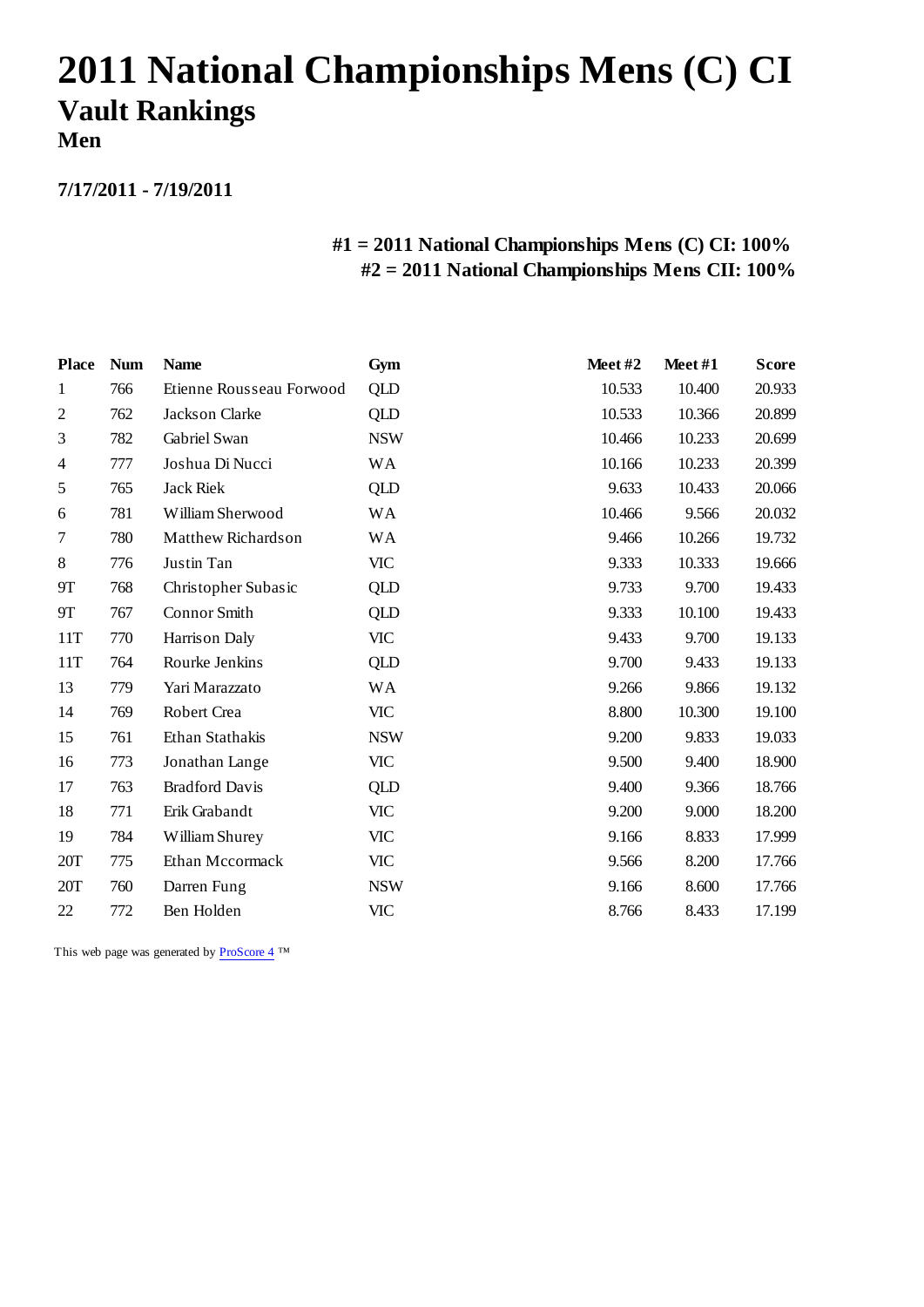# 2011 National Championships Mens (C) CI

## Vault Rankings

### Men

**7/17/2011 - 7/19/2011**

**#1 = 2011 National Championships Mens (C) CI: 100%**
**#2 = 2011 National Championships Mens CII: 100%**

| Place | Num | Name | Gym | Meet #2 | Meet #1 | Score |
|---|---|---|---|---|---|---|
| 1 | 766 | Etienne Rousseau Forwood | QLD | 10.533 | 10.400 | 20.933 |
| 2 | 762 | Jackson Clarke | QLD | 10.533 | 10.366 | 20.899 |
| 3 | 782 | Gabriel Swan | NSW | 10.466 | 10.233 | 20.699 |
| 4 | 777 | Joshua Di Nucci | WA | 10.166 | 10.233 | 20.399 |
| 5 | 765 | Jack Riek | QLD | 9.633 | 10.433 | 20.066 |
| 6 | 781 | William Sherwood | WA | 10.466 | 9.566 | 20.032 |
| 7 | 780 | Matthew Richardson | WA | 9.466 | 10.266 | 19.732 |
| 8 | 776 | Justin Tan | VIC | 9.333 | 10.333 | 19.666 |
| 9T | 768 | Christopher Subasic | QLD | 9.733 | 9.700 | 19.433 |
| 9T | 767 | Connor Smith | QLD | 9.333 | 10.100 | 19.433 |
| 11T | 770 | Harrison Daly | VIC | 9.433 | 9.700 | 19.133 |
| 11T | 764 | Rourke Jenkins | QLD | 9.700 | 9.433 | 19.133 |
| 13 | 779 | Yari Marazzato | WA | 9.266 | 9.866 | 19.132 |
| 14 | 769 | Robert Crea | VIC | 8.800 | 10.300 | 19.100 |
| 15 | 761 | Ethan Stathakis | NSW | 9.200 | 9.833 | 19.033 |
| 16 | 773 | Jonathan Lange | VIC | 9.500 | 9.400 | 18.900 |
| 17 | 763 | Bradford Davis | QLD | 9.400 | 9.366 | 18.766 |
| 18 | 771 | Erik Grabandt | VIC | 9.200 | 9.000 | 18.200 |
| 19 | 784 | William Shurey | VIC | 9.166 | 8.833 | 17.999 |
| 20T | 775 | Ethan Mccormack | VIC | 9.566 | 8.200 | 17.766 |
| 20T | 760 | Darren Fung | NSW | 9.166 | 8.600 | 17.766 |
| 22 | 772 | Ben Holden | VIC | 8.766 | 8.433 | 17.199 |

This web page was generated by ProScore 4 ™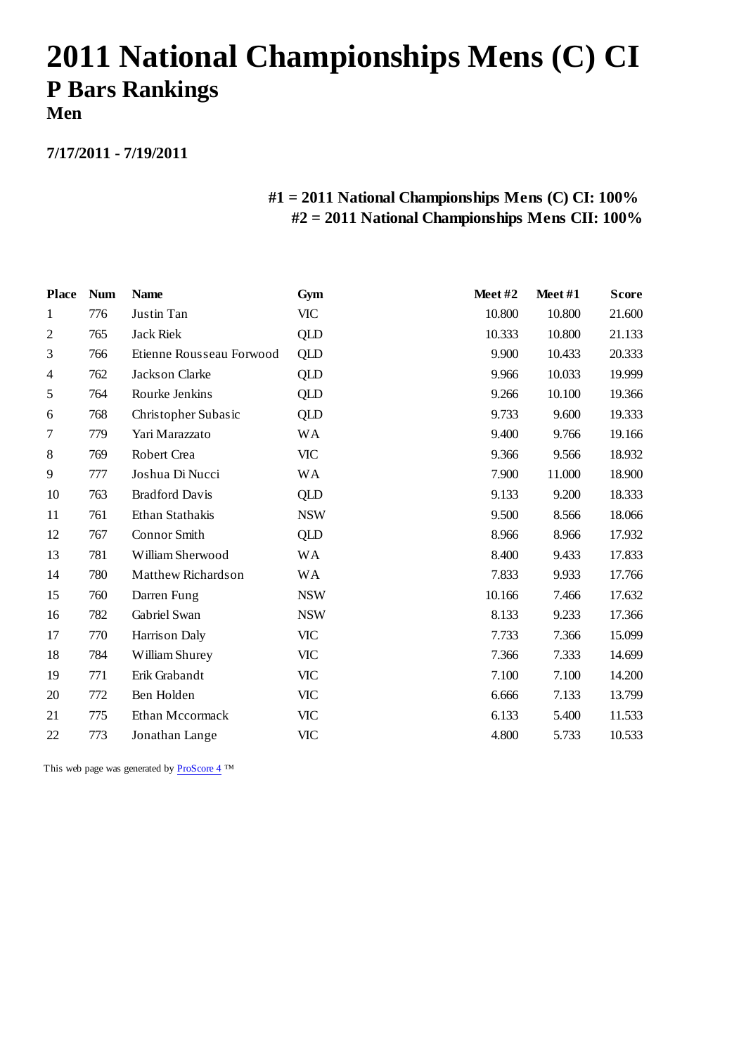# 2011 National Championships Mens (C) CI

## P Bars Rankings

### Men

**7/17/2011 - 7/19/2011**

**#1 = 2011 National Championships Mens (C) CI: 100%**
**#2 = 2011 National Championships Mens CII: 100%**

| Place | Num | Name | Gym | Meet #2 | Meet #1 | Score |
|---|---|---|---|---|---|---|
| 1 | 776 | Justin Tan | VIC | 10.800 | 10.800 | 21.600 |
| 2 | 765 | Jack Riek | QLD | 10.333 | 10.800 | 21.133 |
| 3 | 766 | Etienne Rousseau Forwood | QLD | 9.900 | 10.433 | 20.333 |
| 4 | 762 | Jackson Clarke | QLD | 9.966 | 10.033 | 19.999 |
| 5 | 764 | Rourke Jenkins | QLD | 9.266 | 10.100 | 19.366 |
| 6 | 768 | Christopher Subasic | QLD | 9.733 | 9.600 | 19.333 |
| 7 | 779 | Yari Marazzato | WA | 9.400 | 9.766 | 19.166 |
| 8 | 769 | Robert Crea | VIC | 9.366 | 9.566 | 18.932 |
| 9 | 777 | Joshua Di Nucci | WA | 7.900 | 11.000 | 18.900 |
| 10 | 763 | Bradford Davis | QLD | 9.133 | 9.200 | 18.333 |
| 11 | 761 | Ethan Stathakis | NSW | 9.500 | 8.566 | 18.066 |
| 12 | 767 | Connor Smith | QLD | 8.966 | 8.966 | 17.932 |
| 13 | 781 | William Sherwood | WA | 8.400 | 9.433 | 17.833 |
| 14 | 780 | Matthew Richardson | WA | 7.833 | 9.933 | 17.766 |
| 15 | 760 | Darren Fung | NSW | 10.166 | 7.466 | 17.632 |
| 16 | 782 | Gabriel Swan | NSW | 8.133 | 9.233 | 17.366 |
| 17 | 770 | Harrison Daly | VIC | 7.733 | 7.366 | 15.099 |
| 18 | 784 | William Shurey | VIC | 7.366 | 7.333 | 14.699 |
| 19 | 771 | Erik Grabandt | VIC | 7.100 | 7.100 | 14.200 |
| 20 | 772 | Ben Holden | VIC | 6.666 | 7.133 | 13.799 |
| 21 | 775 | Ethan Mccormack | VIC | 6.133 | 5.400 | 11.533 |
| 22 | 773 | Jonathan Lange | VIC | 4.800 | 5.733 | 10.533 |

This web page was generated by ProScore 4 ™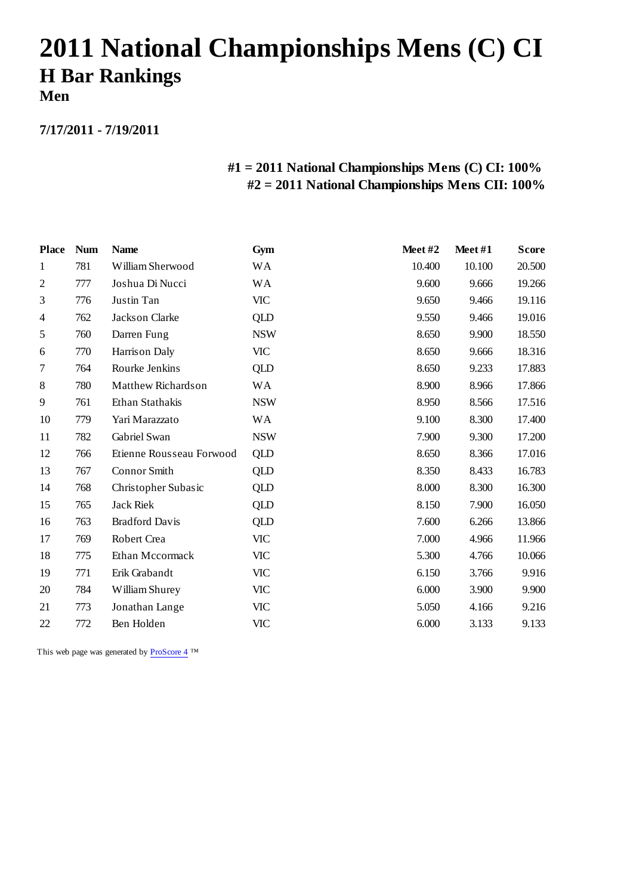# 2011 National Championships Mens (C) CI

## H Bar Rankings

### Men

**7/17/2011 - 7/19/2011**

**#1 = 2011 National Championships Mens (C) CI: 100%**
**#2 = 2011 National Championships Mens CII: 100%**

| Place | Num | Name | Gym | Meet #2 | Meet #1 | Score |
|---|---|---|---|---|---|---|
| 1 | 781 | William Sherwood | WA | 10.400 | 10.100 | 20.500 |
| 2 | 777 | Joshua Di Nucci | WA | 9.600 | 9.666 | 19.266 |
| 3 | 776 | Justin Tan | VIC | 9.650 | 9.466 | 19.116 |
| 4 | 762 | Jackson Clarke | QLD | 9.550 | 9.466 | 19.016 |
| 5 | 760 | Darren Fung | NSW | 8.650 | 9.900 | 18.550 |
| 6 | 770 | Harrison Daly | VIC | 8.650 | 9.666 | 18.316 |
| 7 | 764 | Rourke Jenkins | QLD | 8.650 | 9.233 | 17.883 |
| 8 | 780 | Matthew Richardson | WA | 8.900 | 8.966 | 17.866 |
| 9 | 761 | Ethan Stathakis | NSW | 8.950 | 8.566 | 17.516 |
| 10 | 779 | Yari Marazzato | WA | 9.100 | 8.300 | 17.400 |
| 11 | 782 | Gabriel Swan | NSW | 7.900 | 9.300 | 17.200 |
| 12 | 766 | Etienne Rousseau Forwood | QLD | 8.650 | 8.366 | 17.016 |
| 13 | 767 | Connor Smith | QLD | 8.350 | 8.433 | 16.783 |
| 14 | 768 | Christopher Subasic | QLD | 8.000 | 8.300 | 16.300 |
| 15 | 765 | Jack Riek | QLD | 8.150 | 7.900 | 16.050 |
| 16 | 763 | Bradford Davis | QLD | 7.600 | 6.266 | 13.866 |
| 17 | 769 | Robert Crea | VIC | 7.000 | 4.966 | 11.966 |
| 18 | 775 | Ethan Mccormack | VIC | 5.300 | 4.766 | 10.066 |
| 19 | 771 | Erik Grabandt | VIC | 6.150 | 3.766 | 9.916 |
| 20 | 784 | William Shurey | VIC | 6.000 | 3.900 | 9.900 |
| 21 | 773 | Jonathan Lange | VIC | 5.050 | 4.166 | 9.216 |
| 22 | 772 | Ben Holden | VIC | 6.000 | 3.133 | 9.133 |

This web page was generated by ProScore 4 ™